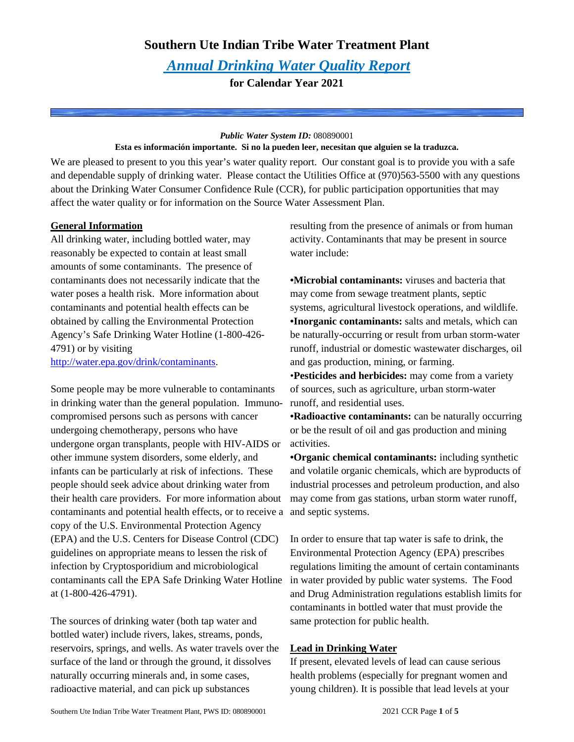# Southern Ute Indian Tribe Water Treatment Plant

## *Annual Drinking Water Quality Report*

### for Calendar Year 2021

***Public Water System ID:*** 080890001

**Esta es información importante. Si no la pueden leer, necesitan que alguien se la traduzca.**

We are pleased to present to you this year's water quality report. Our constant goal is to provide you with a safe and dependable supply of drinking water. Please contact the Utilities Office at (970)563-5500 with any questions about the Drinking Water Consumer Confidence Rule (CCR), for public participation opportunities that may affect the water quality or for information on the Source Water Assessment Plan.

### General Information

All drinking water, including bottled water, may reasonably be expected to contain at least small amounts of some contaminants. The presence of contaminants does not necessarily indicate that the water poses a health risk. More information about contaminants and potential health effects can be obtained by calling the Environmental Protection Agency's Safe Drinking Water Hotline (1-800-426-4791) or by visiting http://water.epa.gov/drink/contaminants.

Some people may be more vulnerable to contaminants in drinking water than the general population. Immuno-compromised persons such as persons with cancer undergoing chemotherapy, persons who have undergone organ transplants, people with HIV-AIDS or other immune system disorders, some elderly, and infants can be particularly at risk of infections. These people should seek advice about drinking water from their health care providers. For more information about contaminants and potential health effects, or to receive a copy of the U.S. Environmental Protection Agency (EPA) and the U.S. Centers for Disease Control (CDC) guidelines on appropriate means to lessen the risk of infection by Cryptosporidium and microbiological contaminants call the EPA Safe Drinking Water Hotline at (1-800-426-4791).

The sources of drinking water (both tap water and bottled water) include rivers, lakes, streams, ponds, reservoirs, springs, and wells. As water travels over the surface of the land or through the ground, it dissolves naturally occurring minerals and, in some cases, radioactive material, and can pick up substances resulting from the presence of animals or from human activity. Contaminants that may be present in source water include:

•**Microbial contaminants:** viruses and bacteria that may come from sewage treatment plants, septic systems, agricultural livestock operations, and wildlife.
•**Inorganic contaminants:** salts and metals, which can be naturally-occurring or result from urban storm-water runoff, industrial or domestic wastewater discharges, oil and gas production, mining, or farming.
•**Pesticides and herbicides:** may come from a variety of sources, such as agriculture, urban storm-water runoff, and residential uses.
•**Radioactive contaminants:** can be naturally occurring or be the result of oil and gas production and mining activities.
•**Organic chemical contaminants:** including synthetic and volatile organic chemicals, which are byproducts of industrial processes and petroleum production, and also may come from gas stations, urban storm water runoff, and septic systems.

In order to ensure that tap water is safe to drink, the Environmental Protection Agency (EPA) prescribes regulations limiting the amount of certain contaminants in water provided by public water systems. The Food and Drug Administration regulations establish limits for contaminants in bottled water that must provide the same protection for public health.

### Lead in Drinking Water

If present, elevated levels of lead can cause serious health problems (especially for pregnant women and young children). It is possible that lead levels at your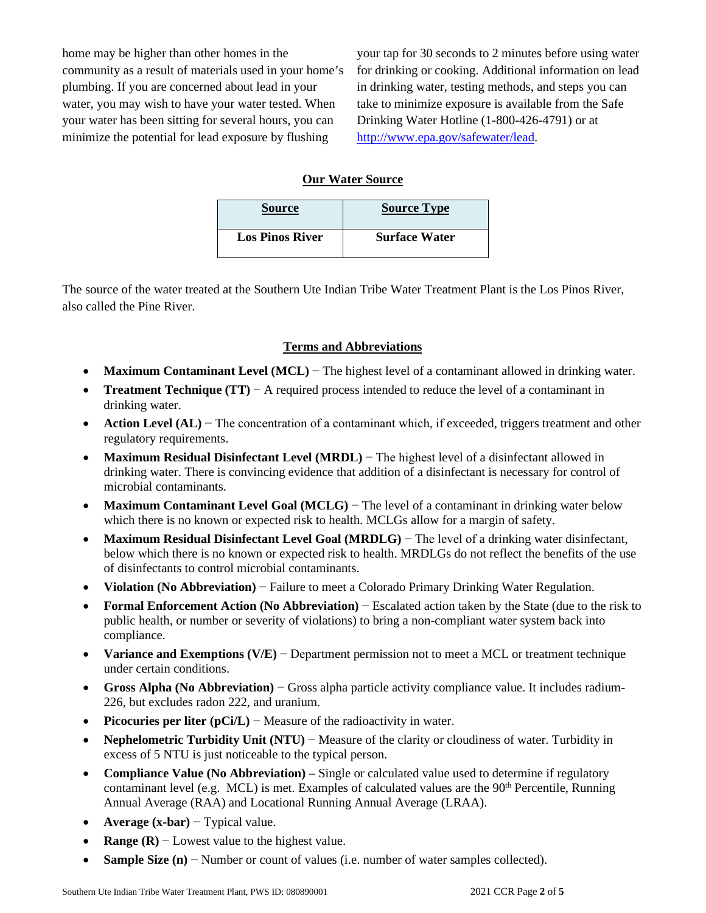home may be higher than other homes in the community as a result of materials used in your home's plumbing. If you are concerned about lead in your water, you may wish to have your water tested. When your water has been sitting for several hours, you can minimize the potential for lead exposure by flushing your tap for 30 seconds to 2 minutes before using water for drinking or cooking. Additional information on lead in drinking water, testing methods, and steps you can take to minimize exposure is available from the Safe Drinking Water Hotline (1-800-426-4791) or at http://www.epa.gov/safewater/lead.

## Our Water Source

| Source | Source Type |
|---|---|
| **Los Pinos River** | **Surface Water** |

The source of the water treated at the Southern Ute Indian Tribe Water Treatment Plant is the Los Pinos River, also called the Pine River.

## Terms and Abbreviations

- **Maximum Contaminant Level (MCL)** − The highest level of a contaminant allowed in drinking water.
- **Treatment Technique (TT)** − A required process intended to reduce the level of a contaminant in drinking water.
- **Action Level (AL)** − The concentration of a contaminant which, if exceeded, triggers treatment and other regulatory requirements.
- **Maximum Residual Disinfectant Level (MRDL)** − The highest level of a disinfectant allowed in drinking water. There is convincing evidence that addition of a disinfectant is necessary for control of microbial contaminants.
- **Maximum Contaminant Level Goal (MCLG)** − The level of a contaminant in drinking water below which there is no known or expected risk to health. MCLGs allow for a margin of safety.
- **Maximum Residual Disinfectant Level Goal (MRDLG)** − The level of a drinking water disinfectant, below which there is no known or expected risk to health. MRDLGs do not reflect the benefits of the use of disinfectants to control microbial contaminants.
- **Violation (No Abbreviation)** − Failure to meet a Colorado Primary Drinking Water Regulation.
- **Formal Enforcement Action (No Abbreviation)** − Escalated action taken by the State (due to the risk to public health, or number or severity of violations) to bring a non-compliant water system back into compliance.
- **Variance and Exemptions (V/E)** − Department permission not to meet a MCL or treatment technique under certain conditions.
- **Gross Alpha (No Abbreviation)** − Gross alpha particle activity compliance value. It includes radium-226, but excludes radon 222, and uranium.
- **Picocuries per liter (pCi/L)** − Measure of the radioactivity in water.
- **Nephelometric Turbidity Unit (NTU)** − Measure of the clarity or cloudiness of water. Turbidity in excess of 5 NTU is just noticeable to the typical person.
- **Compliance Value (No Abbreviation)** – Single or calculated value used to determine if regulatory contaminant level (e.g. MCL) is met. Examples of calculated values are the 90th Percentile, Running Annual Average (RAA) and Locational Running Annual Average (LRAA).
- **Average (x-bar)** − Typical value.
- **Range (R)** − Lowest value to the highest value.
- **Sample Size (n)** − Number or count of values (i.e. number of water samples collected).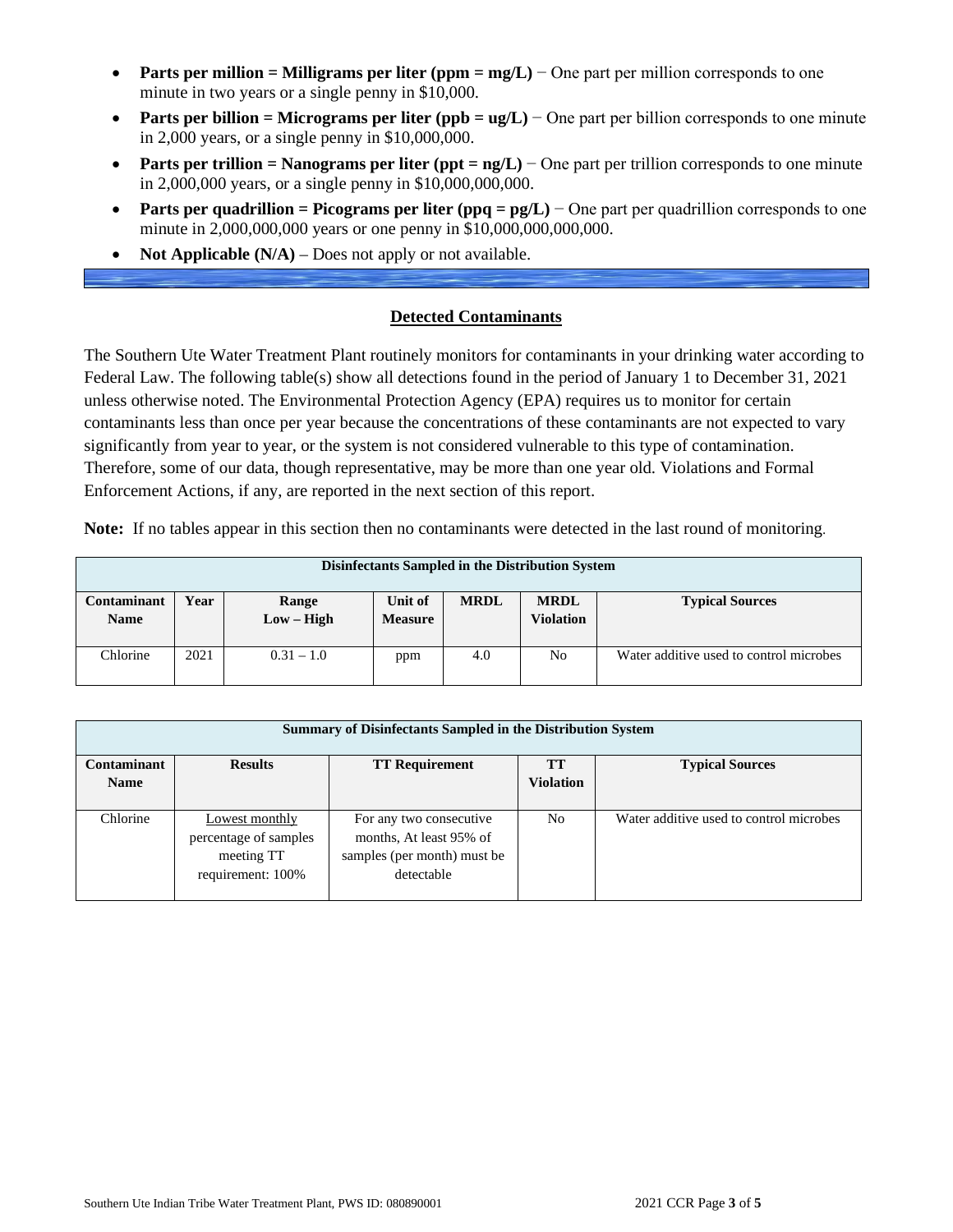- **Parts per million = Milligrams per liter (ppm = mg/L)** − One part per million corresponds to one minute in two years or a single penny in $10,000.
- **Parts per billion = Micrograms per liter (ppb = ug/L)** − One part per billion corresponds to one minute in 2,000 years, or a single penny in $10,000,000.
- **Parts per trillion = Nanograms per liter (ppt = ng/L)** − One part per trillion corresponds to one minute in 2,000,000 years, or a single penny in $10,000,000,000.
- **Parts per quadrillion = Picograms per liter (ppq = pg/L)** − One part per quadrillion corresponds to one minute in 2,000,000,000 years or one penny in $10,000,000,000,000.
- **Not Applicable (N/A)** – Does not apply or not available.

## Detected Contaminants

The Southern Ute Water Treatment Plant routinely monitors for contaminants in your drinking water according to Federal Law. The following table(s) show all detections found in the period of January 1 to December 31, 2021 unless otherwise noted. The Environmental Protection Agency (EPA) requires us to monitor for certain contaminants less than once per year because the concentrations of these contaminants are not expected to vary significantly from year to year, or the system is not considered vulnerable to this type of contamination. Therefore, some of our data, though representative, may be more than one year old. Violations and Formal Enforcement Actions, if any, are reported in the next section of this report.

**Note:** If no tables appear in this section then no contaminants were detected in the last round of monitoring.

**Disinfectants Sampled in the Distribution System**

| Contaminant Name | Year | Range Low – High | Unit of Measure | MRDL | MRDL Violation | Typical Sources |
|---|---|---|---|---|---|---|
| Chlorine | 2021 | 0.31 – 1.0 | ppm | 4.0 | No | Water additive used to control microbes |

**Summary of Disinfectants Sampled in the Distribution System**

| Contaminant Name | Results | TT Requirement | TT Violation | Typical Sources |
|---|---|---|---|---|
| Chlorine | Lowest monthly percentage of samples meeting TT requirement: 100% | For any two consecutive months, At least 95% of samples (per month) must be detectable | No | Water additive used to control microbes |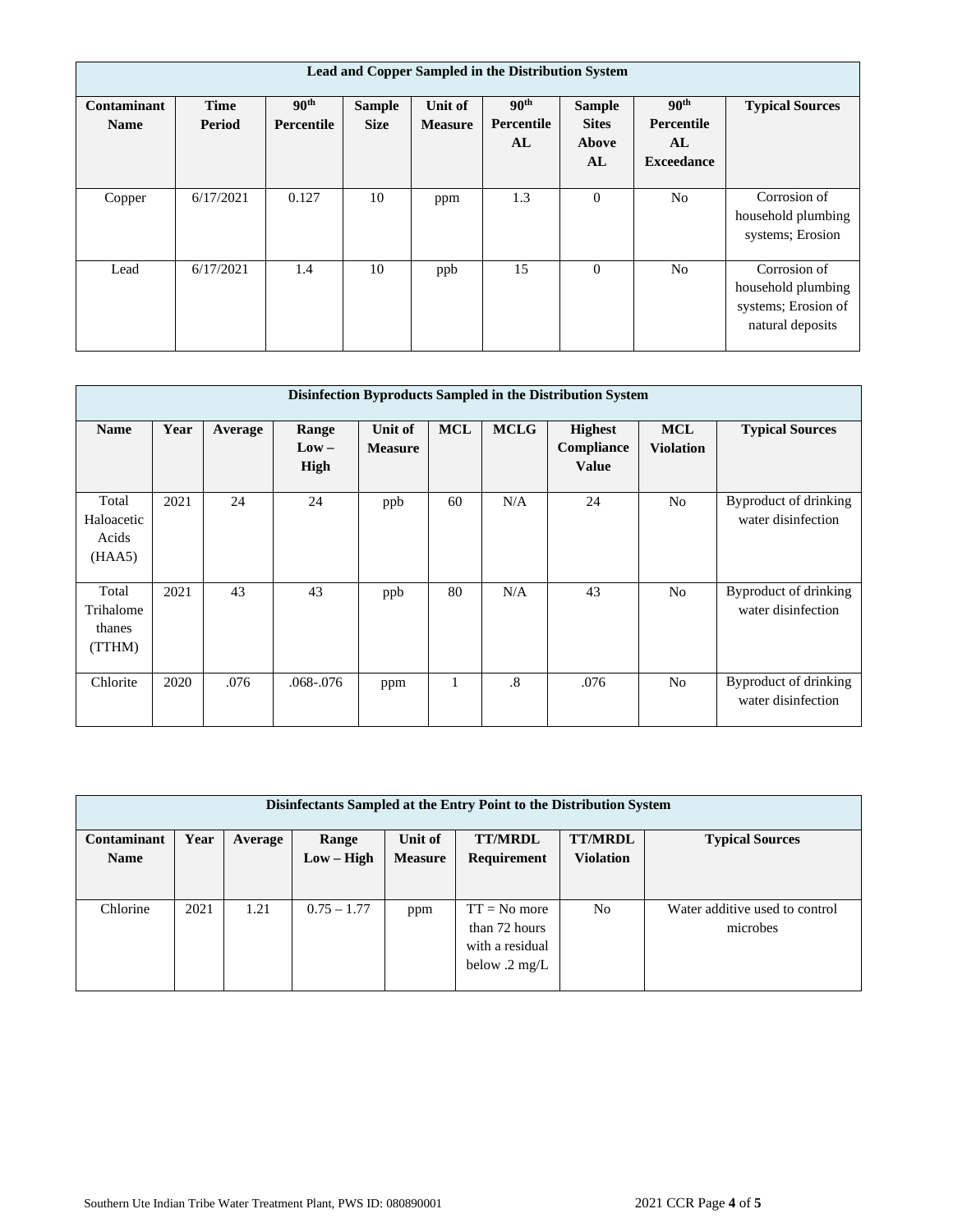| Lead and Copper Sampled in the Distribution System | | | | | | | | |
|---|---|---|---|---|---|---|---|---|
| **Contaminant Name** | **Time Period** | **90th Percentile** | **Sample Size** | **Unit of Measure** | **90th Percentile AL** | **Sample Sites Above AL** | **90th Percentile AL Exceedance** | **Typical Sources** |
| Copper | 6/17/2021 | 0.127 | 10 | ppm | 1.3 | 0 | No | Corrosion of household plumbing systems; Erosion |
| Lead | 6/17/2021 | 1.4 | 10 | ppb | 15 | 0 | No | Corrosion of household plumbing systems; Erosion of natural deposits |

| Disinfection Byproducts Sampled in the Distribution System | | | | | | | | | |
|---|---|---|---|---|---|---|---|---|---|
| **Name** | **Year** | **Average** | **Range Low – High** | **Unit of Measure** | **MCL** | **MCLG** | **Highest Compliance Value** | **MCL Violation** | **Typical Sources** |
| Total Haloacetic Acids (HAA5) | 2021 | 24 | 24 | ppb | 60 | N/A | 24 | No | Byproduct of drinking water disinfection |
| Total Trihalomethanes (TTHM) | 2021 | 43 | 43 | ppb | 80 | N/A | 43 | No | Byproduct of drinking water disinfection |
| Chlorite | 2020 | .076 | .068-.076 | ppm | 1 | .8 | .076 | No | Byproduct of drinking water disinfection |

| Disinfectants Sampled at the Entry Point to the Distribution System | | | | | | | |
|---|---|---|---|---|---|---|---|
| **Contaminant Name** | **Year** | **Average** | **Range Low – High** | **Unit of Measure** | **TT/MRDL Requirement** | **TT/MRDL Violation** | **Typical Sources** |
| Chlorine | 2021 | 1.21 | 0.75 – 1.77 | ppm | TT = No more than 72 hours with a residual below .2 mg/L | No | Water additive used to control microbes |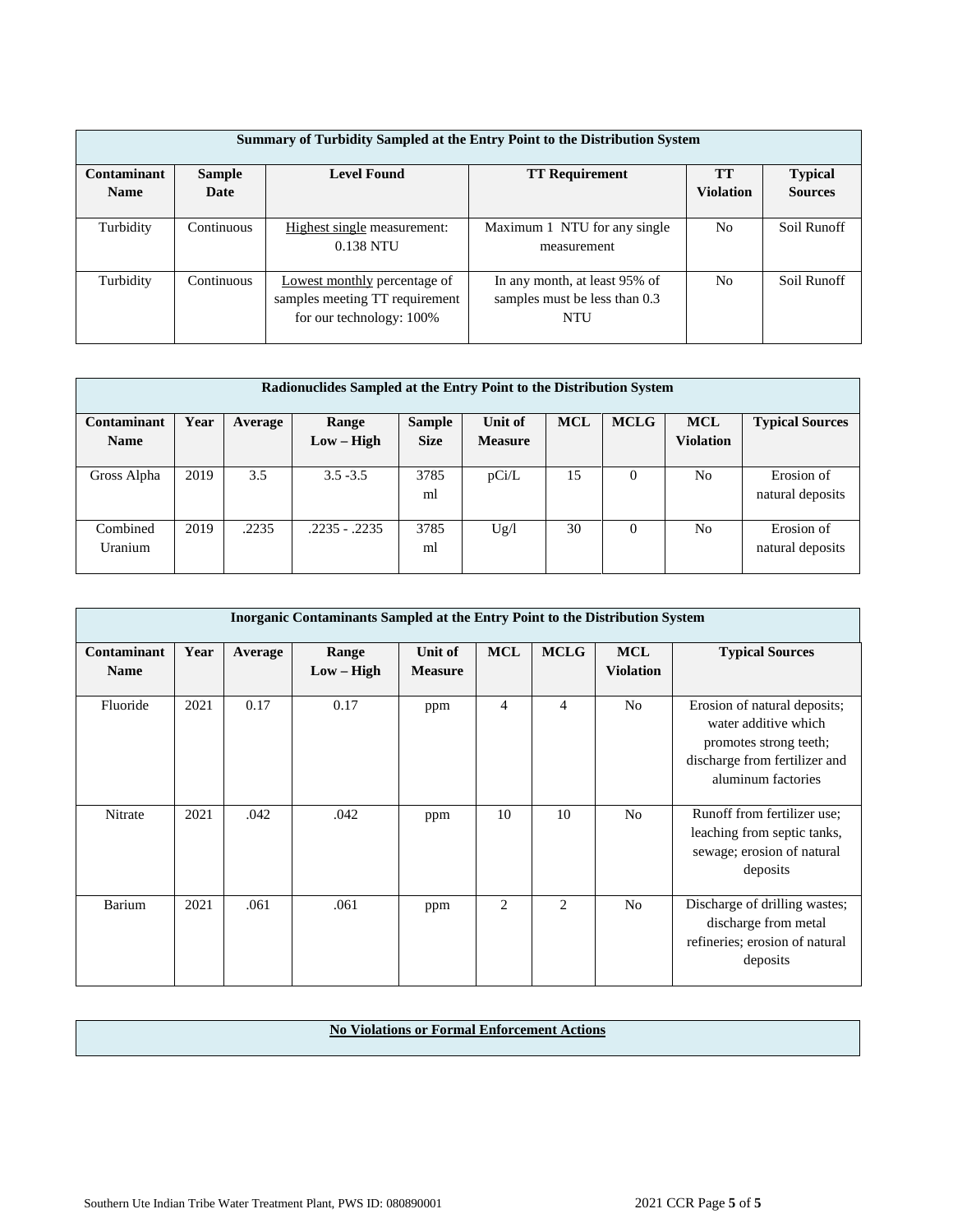| Summary of Turbidity Sampled at the Entry Point to the Distribution System | | | | | |
|---|---|---|---|---|---|
| **Contaminant Name** | **Sample Date** | **Level Found** | **TT Requirement** | **TT Violation** | **Typical Sources** |
| Turbidity | Continuous | Highest single measurement: 0.138 NTU | Maximum 1 NTU for any single measurement | No | Soil Runoff |
| Turbidity | Continuous | Lowest monthly percentage of samples meeting TT requirement for our technology: 100% | In any month, at least 95% of samples must be less than 0.3 NTU | No | Soil Runoff |

| Radionuclides Sampled at the Entry Point to the Distribution System | | | | | | | | | |
|---|---|---|---|---|---|---|---|---|---|
| **Contaminant Name** | **Year** | **Average** | **Range Low – High** | **Sample Size** | **Unit of Measure** | **MCL** | **MCLG** | **MCL Violation** | **Typical Sources** |
| Gross Alpha | 2019 | 3.5 | 3.5 -3.5 | 3785 ml | pCi/L | 15 | 0 | No | Erosion of natural deposits |
| Combined Uranium | 2019 | .2235 | .2235 - .2235 | 3785 ml | Ug/l | 30 | 0 | No | Erosion of natural deposits |

| Inorganic Contaminants Sampled at the Entry Point to the Distribution System | | | | | | | | |
|---|---|---|---|---|---|---|---|---|
| **Contaminant Name** | **Year** | **Average** | **Range Low – High** | **Unit of Measure** | **MCL** | **MCLG** | **MCL Violation** | **Typical Sources** |
| Fluoride | 2021 | 0.17 | 0.17 | ppm | 4 | 4 | No | Erosion of natural deposits; water additive which promotes strong teeth; discharge from fertilizer and aluminum factories |
| Nitrate | 2021 | .042 | .042 | ppm | 10 | 10 | No | Runoff from fertilizer use; leaching from septic tanks, sewage; erosion of natural deposits |
| Barium | 2021 | .061 | .061 | ppm | 2 | 2 | No | Discharge of drilling wastes; discharge from metal refineries; erosion of natural deposits |

**No Violations or Formal Enforcement Actions**